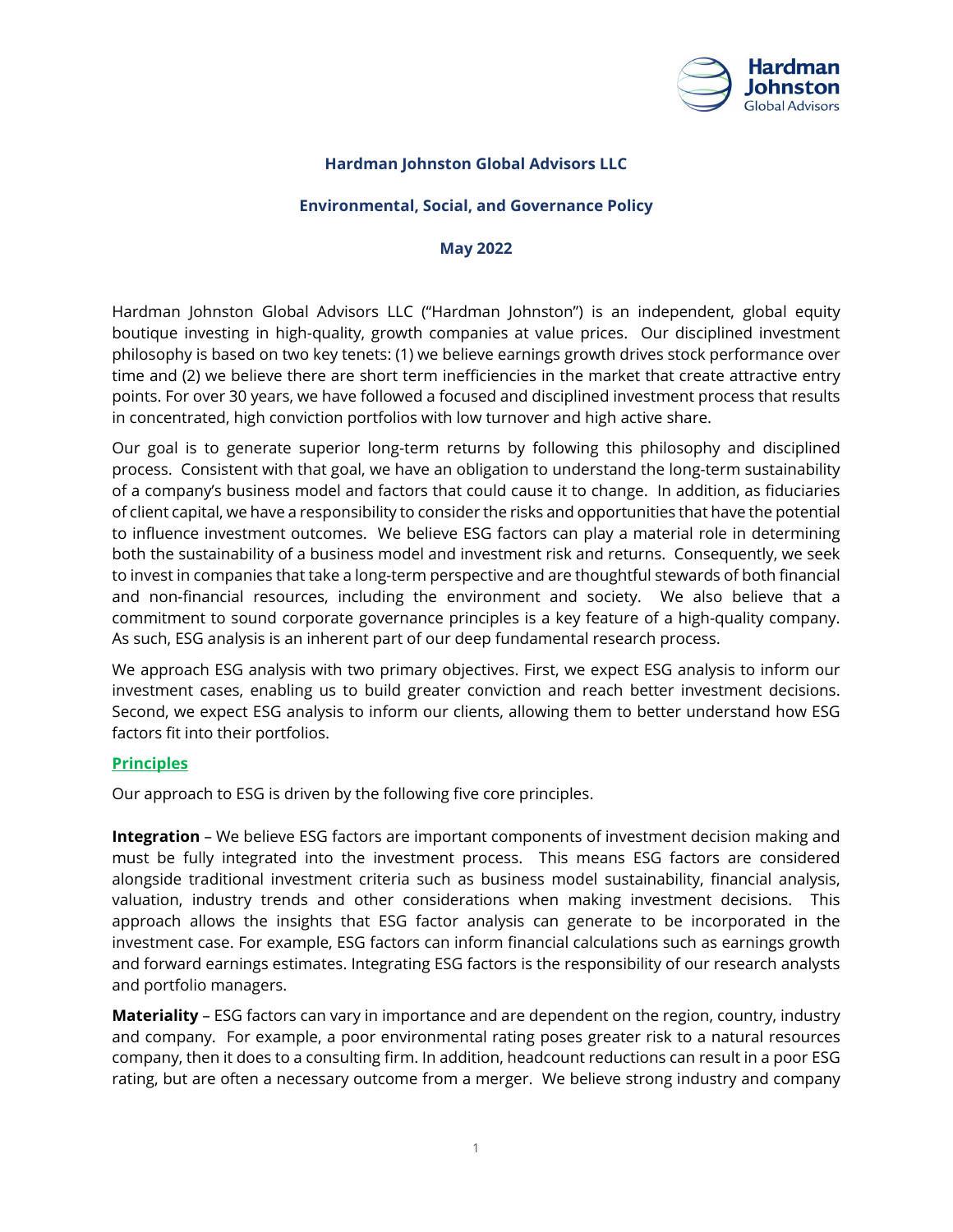# Hardman Johnston Global Advisors LLC

## Environmental, Social, and Governance Policy

### May 2022

Hardman Johnston Global Advisors LLC ("Hardman Johnston") is an independent, global equity boutique investing in high-quality, growth companies at value prices. Our disciplined investment philosophy is based on two key tenets: (1) we believe earnings growth drives stock performance over time and (2) we believe there are short term inefficiencies in the market that create attractive entry points. For over 30 years, we have followed a focused and disciplined investment process that results in concentrated, high conviction portfolios with low turnover and high active share.

Our goal is to generate superior long-term returns by following this philosophy and disciplined process. Consistent with that goal, we have an obligation to understand the long-term sustainability of a company's business model and factors that could cause it to change. In addition, as fiduciaries of client capital, we have a responsibility to consider the risks and opportunities that have the potential to influence investment outcomes. We believe ESG factors can play a material role in determining both the sustainability of a business model and investment risk and returns. Consequently, we seek to invest in companies that take a long-term perspective and are thoughtful stewards of both financial and non-financial resources, including the environment and society. We also believe that a commitment to sound corporate governance principles is a key feature of a high-quality company. As such, ESG analysis is an inherent part of our deep fundamental research process.

We approach ESG analysis with two primary objectives. First, we expect ESG analysis to inform our investment cases, enabling us to build greater conviction and reach better investment decisions. Second, we expect ESG analysis to inform our clients, allowing them to better understand how ESG factors fit into their portfolios.

## Principles

Our approach to ESG is driven by the following five core principles.

**Integration** – We believe ESG factors are important components of investment decision making and must be fully integrated into the investment process. This means ESG factors are considered alongside traditional investment criteria such as business model sustainability, financial analysis, valuation, industry trends and other considerations when making investment decisions. This approach allows the insights that ESG factor analysis can generate to be incorporated in the investment case. For example, ESG factors can inform financial calculations such as earnings growth and forward earnings estimates. Integrating ESG factors is the responsibility of our research analysts and portfolio managers.

**Materiality** – ESG factors can vary in importance and are dependent on the region, country, industry and company. For example, a poor environmental rating poses greater risk to a natural resources company, then it does to a consulting firm. In addition, headcount reductions can result in a poor ESG rating, but are often a necessary outcome from a merger. We believe strong industry and company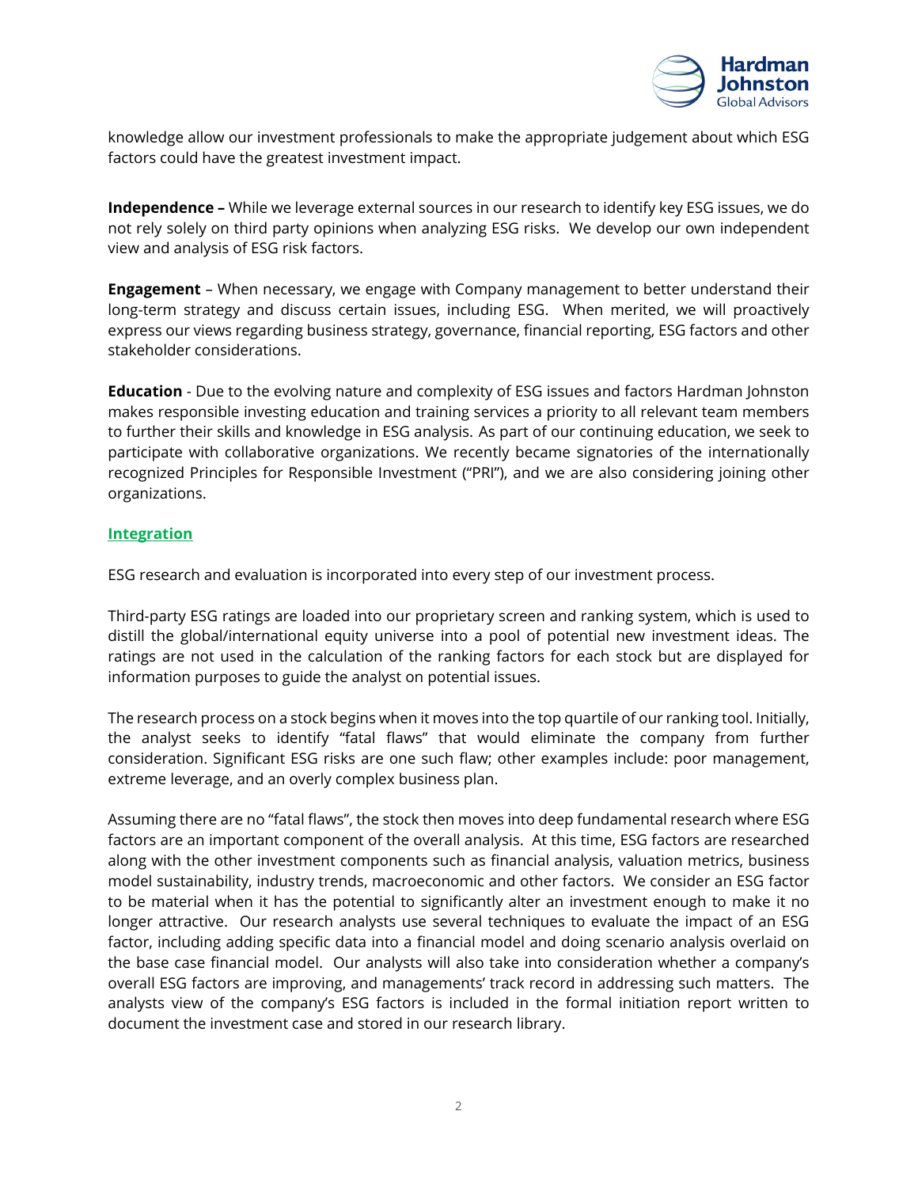knowledge allow our investment professionals to make the appropriate judgement about which ESG factors could have the greatest investment impact.

**Independence –** While we leverage external sources in our research to identify key ESG issues, we do not rely solely on third party opinions when analyzing ESG risks. We develop our own independent view and analysis of ESG risk factors.

**Engagement** – When necessary, we engage with Company management to better understand their long-term strategy and discuss certain issues, including ESG. When merited, we will proactively express our views regarding business strategy, governance, financial reporting, ESG factors and other stakeholder considerations.

**Education** - Due to the evolving nature and complexity of ESG issues and factors Hardman Johnston makes responsible investing education and training services a priority to all relevant team members to further their skills and knowledge in ESG analysis. As part of our continuing education, we seek to participate with collaborative organizations. We recently became signatories of the internationally recognized Principles for Responsible Investment ("PRI"), and we are also considering joining other organizations.

## Integration

ESG research and evaluation is incorporated into every step of our investment process.

Third-party ESG ratings are loaded into our proprietary screen and ranking system, which is used to distill the global/international equity universe into a pool of potential new investment ideas. The ratings are not used in the calculation of the ranking factors for each stock but are displayed for information purposes to guide the analyst on potential issues.

The research process on a stock begins when it moves into the top quartile of our ranking tool. Initially, the analyst seeks to identify "fatal flaws" that would eliminate the company from further consideration. Significant ESG risks are one such flaw; other examples include: poor management, extreme leverage, and an overly complex business plan.

Assuming there are no "fatal flaws", the stock then moves into deep fundamental research where ESG factors are an important component of the overall analysis. At this time, ESG factors are researched along with the other investment components such as financial analysis, valuation metrics, business model sustainability, industry trends, macroeconomic and other factors. We consider an ESG factor to be material when it has the potential to significantly alter an investment enough to make it no longer attractive. Our research analysts use several techniques to evaluate the impact of an ESG factor, including adding specific data into a financial model and doing scenario analysis overlaid on the base case financial model. Our analysts will also take into consideration whether a company's overall ESG factors are improving, and managements' track record in addressing such matters. The analysts view of the company's ESG factors is included in the formal initiation report written to document the investment case and stored in our research library.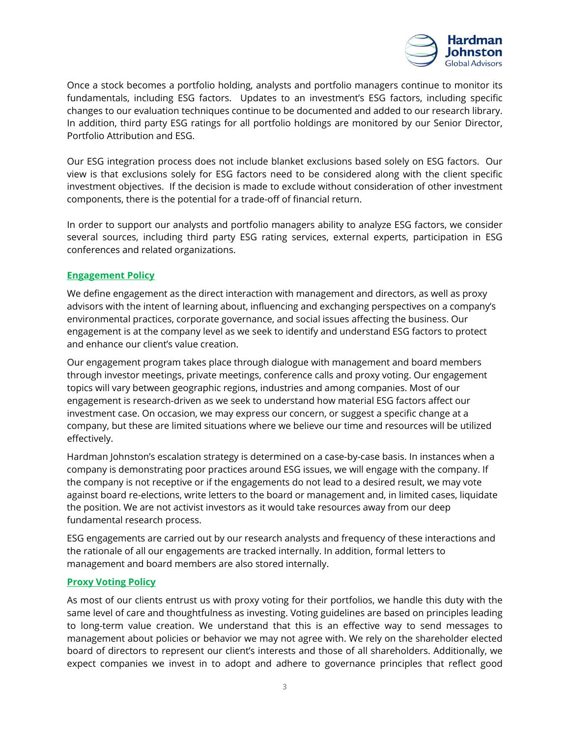Once a stock becomes a portfolio holding, analysts and portfolio managers continue to monitor its fundamentals, including ESG factors. Updates to an investment's ESG factors, including specific changes to our evaluation techniques continue to be documented and added to our research library. In addition, third party ESG ratings for all portfolio holdings are monitored by our Senior Director, Portfolio Attribution and ESG.

Our ESG integration process does not include blanket exclusions based solely on ESG factors. Our view is that exclusions solely for ESG factors need to be considered along with the client specific investment objectives. If the decision is made to exclude without consideration of other investment components, there is the potential for a trade-off of financial return.

In order to support our analysts and portfolio managers ability to analyze ESG factors, we consider several sources, including third party ESG rating services, external experts, participation in ESG conferences and related organizations.

## Engagement Policy

We define engagement as the direct interaction with management and directors, as well as proxy advisors with the intent of learning about, influencing and exchanging perspectives on a company's environmental practices, corporate governance, and social issues affecting the business. Our engagement is at the company level as we seek to identify and understand ESG factors to protect and enhance our client's value creation.

Our engagement program takes place through dialogue with management and board members through investor meetings, private meetings, conference calls and proxy voting. Our engagement topics will vary between geographic regions, industries and among companies. Most of our engagement is research-driven as we seek to understand how material ESG factors affect our investment case. On occasion, we may express our concern, or suggest a specific change at a company, but these are limited situations where we believe our time and resources will be utilized effectively.

Hardman Johnston's escalation strategy is determined on a case-by-case basis. In instances when a company is demonstrating poor practices around ESG issues, we will engage with the company. If the company is not receptive or if the engagements do not lead to a desired result, we may vote against board re-elections, write letters to the board or management and, in limited cases, liquidate the position. We are not activist investors as it would take resources away from our deep fundamental research process.

ESG engagements are carried out by our research analysts and frequency of these interactions and the rationale of all our engagements are tracked internally. In addition, formal letters to management and board members are also stored internally.

## Proxy Voting Policy

As most of our clients entrust us with proxy voting for their portfolios, we handle this duty with the same level of care and thoughtfulness as investing. Voting guidelines are based on principles leading to long-term value creation. We understand that this is an effective way to send messages to management about policies or behavior we may not agree with. We rely on the shareholder elected board of directors to represent our client's interests and those of all shareholders. Additionally, we expect companies we invest in to adopt and adhere to governance principles that reflect good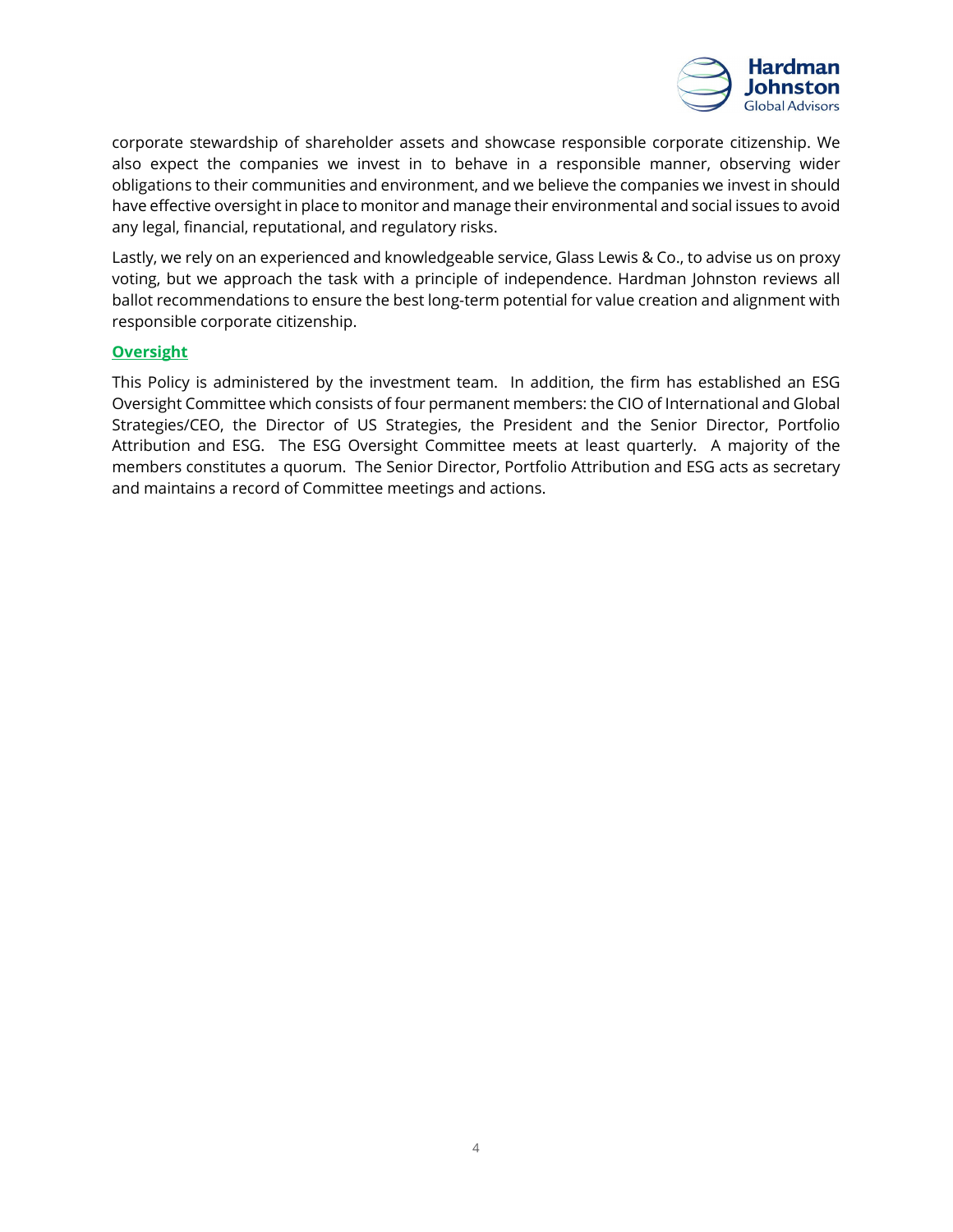corporate stewardship of shareholder assets and showcase responsible corporate citizenship. We also expect the companies we invest in to behave in a responsible manner, observing wider obligations to their communities and environment, and we believe the companies we invest in should have effective oversight in place to monitor and manage their environmental and social issues to avoid any legal, financial, reputational, and regulatory risks.

Lastly, we rely on an experienced and knowledgeable service, Glass Lewis & Co., to advise us on proxy voting, but we approach the task with a principle of independence. Hardman Johnston reviews all ballot recommendations to ensure the best long-term potential for value creation and alignment with responsible corporate citizenship.

## Oversight

This Policy is administered by the investment team. In addition, the firm has established an ESG Oversight Committee which consists of four permanent members: the CIO of International and Global Strategies/CEO, the Director of US Strategies, the President and the Senior Director, Portfolio Attribution and ESG. The ESG Oversight Committee meets at least quarterly. A majority of the members constitutes a quorum. The Senior Director, Portfolio Attribution and ESG acts as secretary and maintains a record of Committee meetings and actions.